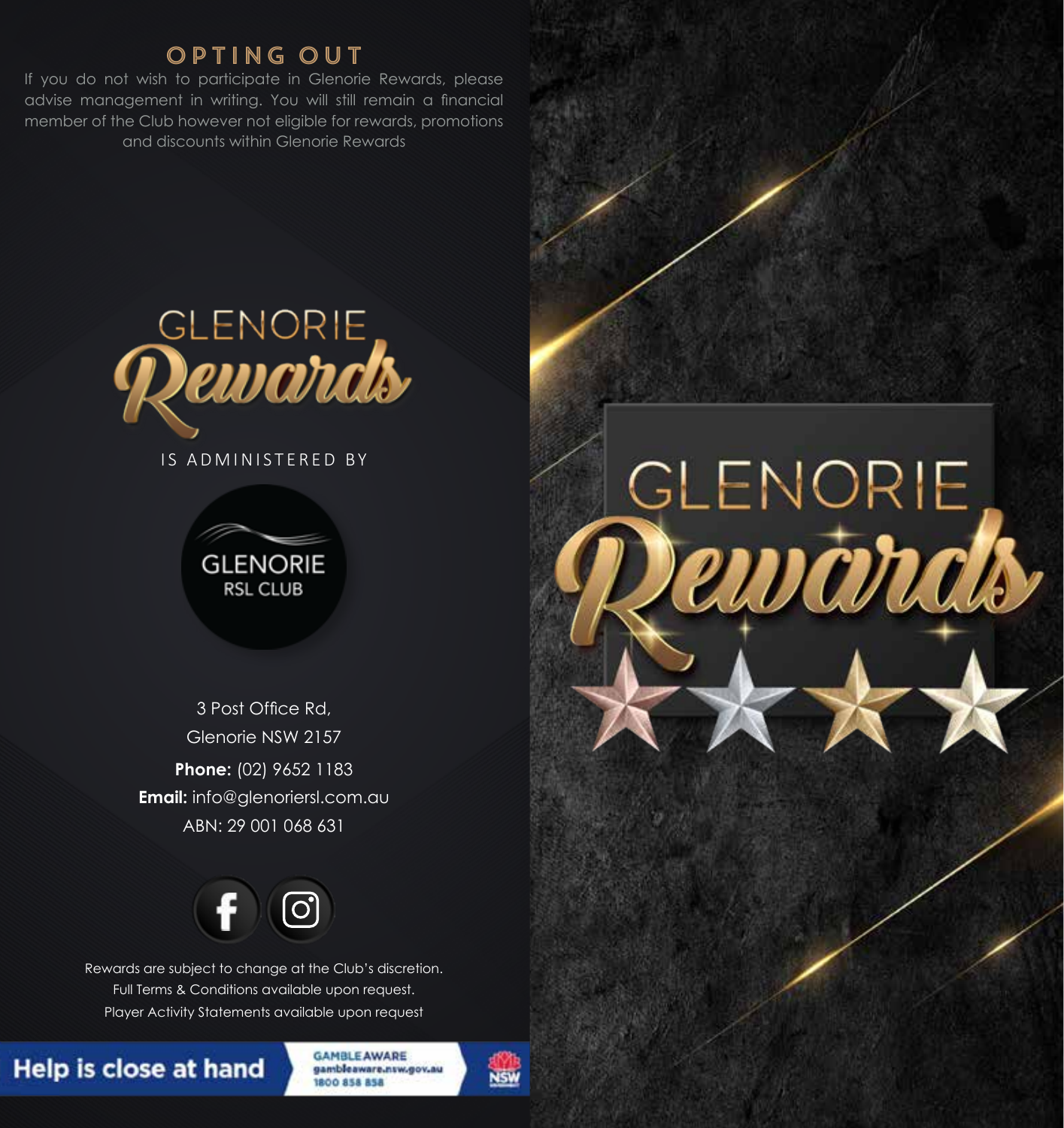## OPTING OUT

If you do not wish to participate in Glenorie Rewards, please advise management in writing. You will still remain a financial member of the Club however not eligible for rewards, promotions and discounts within Glenorie Rewards

# GLENORIE Rewards

IS ADMINISTERED BY

GLENORIE RSL CLUB

3 Post Office Rd,
Glenorie NSW 2157

**Phone:** (02) 9652 1183
**Email:** info@gleno­riersl.com.au
ABN: 29 001 068 631

Rewards are subject to change at the Club's discretion.
Full Terms & Conditions available upon request.
Player Activity Statements available upon request

Help is close at hand

GAMBLE AWARE
gambleaware.nsw.gov.au
1800 858 858

NSW

# GLENORIE Rewards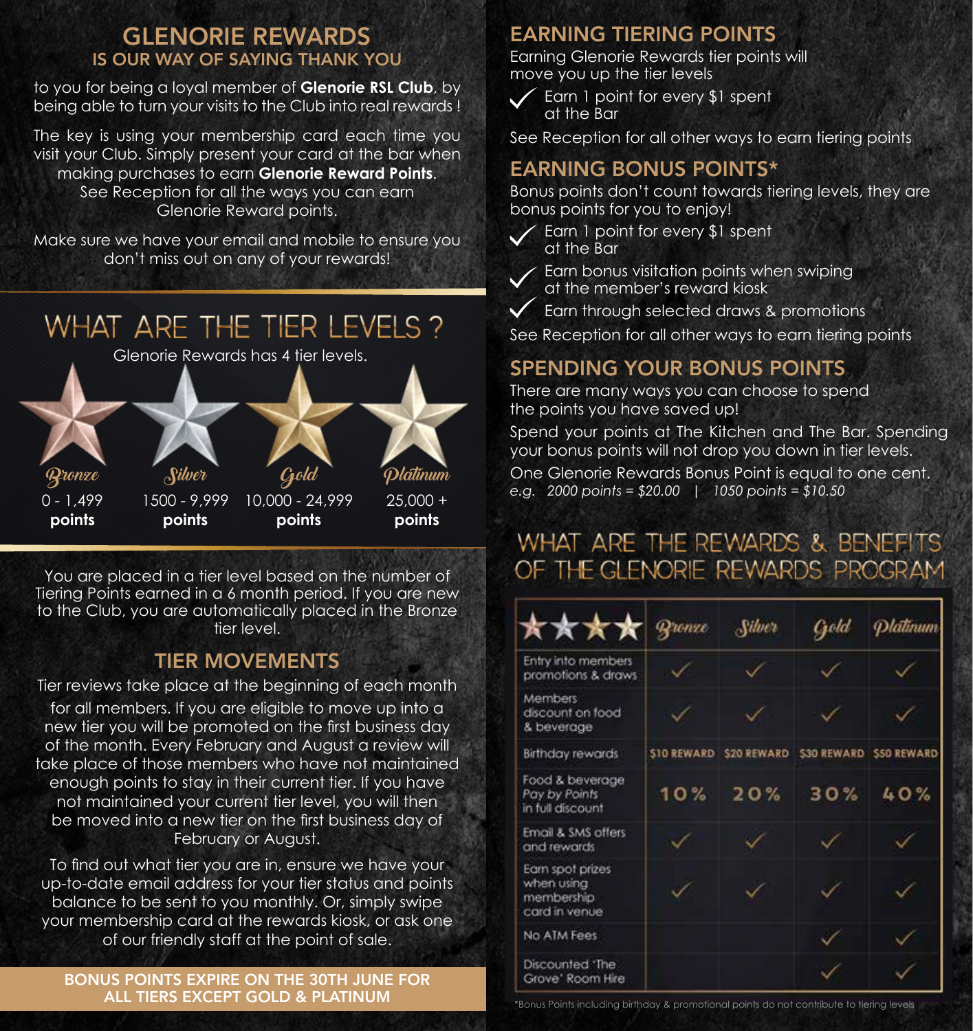# GLENORIE REWARDS

## IS OUR WAY OF SAYING THANK YOU

to you for being a loyal member of **Glenorie RSL Club**, by being able to turn your visits to the Club into real rewards !

The key is using your membership card each time you visit your Club. Simply present your card at the bar when making purchases to earn **Glenorie Reward Points**. See Reception for all the ways you can earn Glenorie Reward points.

Make sure we have your email and mobile to ensure you don't miss out on any of your rewards!

## WHAT ARE THE TIER LEVELS ?

Glenorie Rewards has 4 tier levels.

| Bronze | Silver | Gold | Platinum |
|---|---|---|---|
| 0 - 1,499 **points** | 1500 - 9,999 **points** | 10,000 - 24,999 **points** | 25,000 + **points** |

You are placed in a tier level based on the number of Tiering Points earned in a 6 month period. If you are new to the Club, you are automatically placed in the Bronze tier level.

## TIER MOVEMENTS

Tier reviews take place at the beginning of each month for all members. If you are eligible to move up into a new tier you will be promoted on the first business day of the month. Every February and August a review will take place of those members who have not maintained enough points to stay in their current tier. If you have not maintained your current tier level, you will then be moved into a new tier on the first business day of February or August.

To find out what tier you are in, ensure we have your up-to-date email address for your tier status and points balance to be sent to you monthly. Or, simply swipe your membership card at the rewards kiosk, or ask one of our friendly staff at the point of sale.

**BONUS POINTS EXPIRE ON THE 30TH JUNE FOR ALL TIERS EXCEPT GOLD & PLATINUM**

## EARNING TIERING POINTS

Earning Glenorie Rewards tier points will move you up the tier levels

- ✓ Earn 1 point for every $1 spent at the Bar

See Reception for all other ways to earn tiering points

## EARNING BONUS POINTS*

Bonus points don't count towards tiering levels, they are bonus points for you to enjoy!

- ✓ Earn 1 point for every $1 spent at the Bar
- ✓ Earn bonus visitation points when swiping at the member's reward kiosk
- ✓ Earn through selected draws & promotions

See Reception for all other ways to earn tiering points

## SPENDING YOUR BONUS POINTS

There are many ways you can choose to spend the points you have saved up!

Spend your points at The Kitchen and The Bar. Spending your bonus points will not drop you down in tier levels.

One Glenorie Rewards Bonus Point is equal to one cent.

*e.g. 2000 points = $20.00 | 1050 points = $10.50*

## WHAT ARE THE REWARDS & BENEFITS OF THE GLENORIE REWARDS PROGRAM

| ★★★★ | Bronze | Silver | Gold | Platinum |
|---|---|---|---|---|
| Entry into members promotions & draws | ✓ | ✓ | ✓ | ✓ |
| Members discount on food & beverage | ✓ | ✓ | ✓ | ✓ |
| Birthday rewards | $10 REWARD | $20 REWARD | $30 REWARD | $50 REWARD |
| Food & beverage *Pay by Points* in full discount | 10% | 20% | 30% | 40% |
| Email & SMS offers and rewards | ✓ | ✓ | ✓ | ✓ |
| Earn spot prizes when using membership card in venue | ✓ | ✓ | ✓ | ✓ |
| No ATM Fees | | | ✓ | ✓ |
| Discounted 'The Grove' Room Hire | | | ✓ | ✓ |

*Bonus Points including birthday & promotional points do not contribute to tiering levels